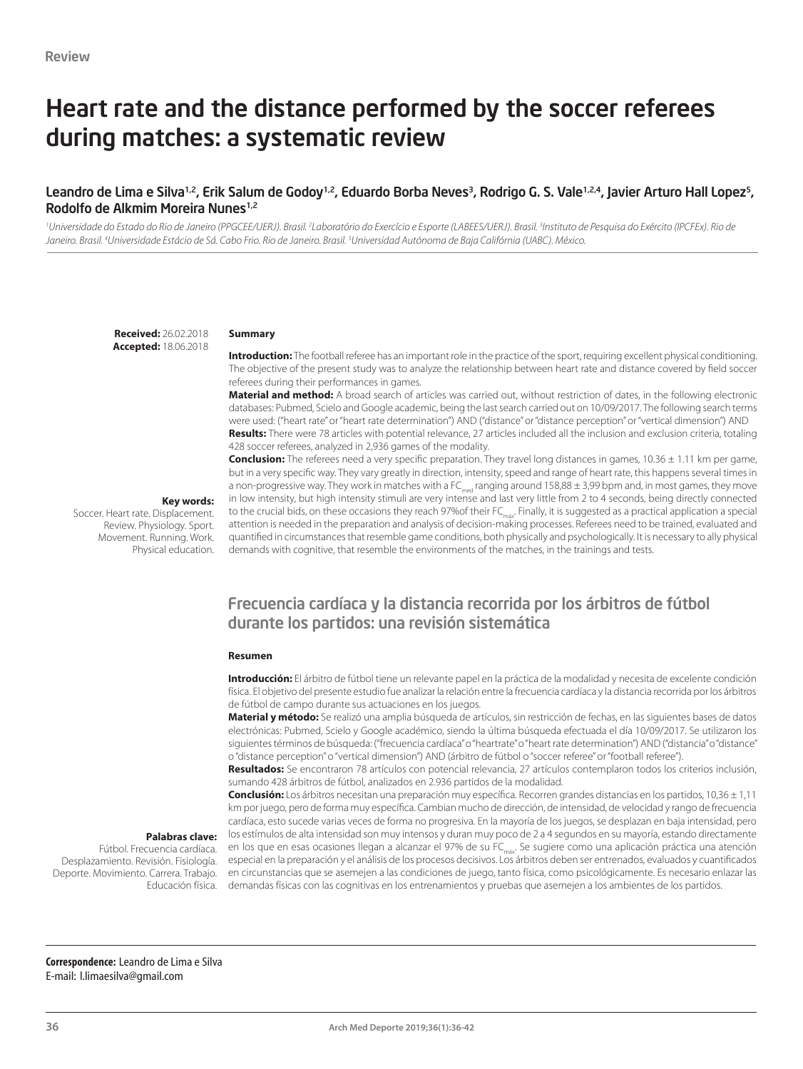Review

# Heart rate and the distance performed by the soccer referees during matches: a systematic review

**Leandro de Lima e Silva[1,2], Erik Salum de Godoy[1,2], Eduardo Borba Neves[3], Rodrigo G. S. Vale[1,2,4], Javier Arturo Hall Lopez[5], Rodolfo de Alkmim Moreira Nunes[1,2]**

*[1]Universidade do Estado do Rio de Janeiro (PPGCEE/UERJ). Brasil. [2]Laboratório do Exercício e Esporte (LABEES/UERJ). Brasil. [3]Instituto de Pesquisa do Exército (IPCFEx). Rio de Janeiro. Brasil. [4]Universidade Estácio de Sá. Cabo Frio. Rio de Janeiro. Brasil. [5]Universidad Autónoma de Baja Califórnia (UABC). México.*

**Received:** 26.02.2018
**Accepted:** 18.06.2018

**Key words:**
Soccer. Heart rate. Displacement. Review. Physiology. Sport. Movement. Running. Work. Physical education.

### Summary

**Introduction:** The football referee has an important role in the practice of the sport, requiring excellent physical conditioning. The objective of the present study was to analyze the relationship between heart rate and distance covered by field soccer referees during their performances in games.

**Material and method:** A broad search of articles was carried out, without restriction of dates, in the following electronic databases: Pubmed, Scielo and Google academic, being the last search carried out on 10/09/2017. The following search terms were used: ("heart rate" or "heart rate determination") AND ("distance" or "distance perception" or "vertical dimension") AND

**Results:** There were 78 articles with potential relevance, 27 articles included all the inclusion and exclusion criteria, totaling 428 soccer referees, analyzed in 2,936 games of the modality.

**Conclusion:** The referees need a very specific preparation. They travel long distances in games, 10.36 ± 1.11 km per game, but in a very specific way. They vary greatly in direction, intensity, speed and range of heart rate, this happens several times in a non-progressive way. They work in matches with a $FC_{med}$ ranging around 158,88 ± 3,99 bpm and, in most games, they move in low intensity, but high intensity stimuli are very intense and last very little from 2 to 4 seconds, being directly connected to the crucial bids, on these occasions they reach 97%of their $FC_{máx}$. Finally, it is suggested as a practical application a special attention is needed in the preparation and analysis of decision-making processes. Referees need to be trained, evaluated and quantified in circumstances that resemble game conditions, both physically and psychologically. It is necessary to ally physical demands with cognitive, that resemble the environments of the matches, in the trainings and tests.

## Frecuencia cardíaca y la distancia recorrida por los árbitros de fútbol durante los partidos: una revisión sistemática

**Palabras clave:**
Fútbol. Frecuencia cardíaca. Desplazamiento. Revisión. Fisiología. Deporte. Movimiento. Carrera. Trabajo. Educación física.

### Resumen

**Introducción:** El árbitro de fútbol tiene un relevante papel en la práctica de la modalidad y necesita de excelente condición física. El objetivo del presente estudio fue analizar la relación entre la frecuencia cardíaca y la distancia recorrida por los árbitros de fútbol de campo durante sus actuaciones en los juegos.

**Material y método:** Se realizó una amplia búsqueda de artículos, sin restricción de fechas, en las siguientes bases de datos electrónicas: Pubmed, Scielo y Google académico, siendo la última búsqueda efectuada el día 10/09/2017. Se utilizaron los siguientes términos de búsqueda: ("frecuencia cardíaca" o "heartrate" o "heart rate determination") AND ("distancia" o "distance" o "distance perception" o "vertical dimension") AND (árbitro de fútbol o "soccer referee" or "football referee").

**Resultados:** Se encontraron 78 artículos con potencial relevancia, 27 artículos contemplaron todos los criterios inclusión, sumando 428 árbitros de fútbol, analizados en 2.936 partidos de la modalidad.

**Conclusión:** Los árbitros necesitan una preparación muy específica. Recorren grandes distancias en los partidos, 10,36 ± 1,11 km por juego, pero de forma muy específica. Cambian mucho de dirección, de intensidad, de velocidad y rango de frecuencia cardíaca, esto sucede varias veces de forma no progresiva. En la mayoría de los juegos, se desplazan en baja intensidad, pero los estímulos de alta intensidad son muy intensos y duran muy poco de 2 a 4 segundos en su mayoría, estando directamente en los que en esas ocasiones llegan a alcanzar el 97% de su $FC_{máx}$. Se sugiere como una aplicación práctica una atención especial en la preparación y el análisis de los procesos decisivos. Los árbitros deben ser entrenados, evaluados y cuantificados en circunstancias que se asemejen a las condiciones de juego, tanto física, como psicológicamente. Es necesario enlazar las demandas físicas con las cognitivas en los entrenamientos y pruebas que asemejen a los ambientes de los partidos.

**Correspondence:** Leandro de Lima e Silva
E-mail: l.limaesilva@gmail.com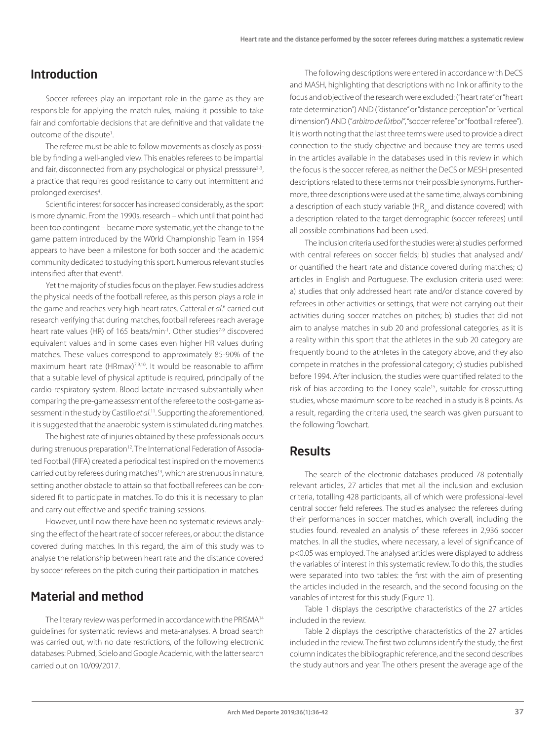## Introduction

Soccer referees play an important role in the game as they are responsible for applying the match rules, making it possible to take fair and comfortable decisions that are definitive and that validate the outcome of the dispute[1].

The referee must be able to follow movements as closely as possible by finding a well-angled view. This enables referees to be impartial and fair, disconnected from any psychological or physical presssure[2-3], a practice that requires good resistance to carry out intermittent and prolonged exercises[4].

Scientific interest for soccer has increased considerably, as the sport is more dynamic. From the 1990s, research – which until that point had been too contingent – became more systematic, yet the change to the game pattern introduced by the W0rld Championship Team in 1994 appears to have been a milestone for both soccer and the academic community dedicated to studying this sport. Numerous relevant studies intensified after that event[4].

Yet the majority of studies focus on the player. Few studies address the physical needs of the football referee, as this person plays a role in the game and reaches very high heart rates. Catteral *et al*.[6] carried out research verifying that during matches, football referees reach average heart rate values (HR) of 165 beats/min$^{-1}$. Other studies[7-9] discovered equivalent values and in some cases even higher HR values during matches. These values correspond to approximately 85-90% of the maximum heart rate (HRmax)[7,9,10]. It would be reasonable to affirm that a suitable level of physical aptitude is required, principally of the cardio-respiratory system. Blood lactate increased substantially when comparing the pre-game assessment of the referee to the post-game assessment in the study by Castillo *et al*.[11]. Supporting the aforementioned, it is suggested that the anaerobic system is stimulated during matches.

The highest rate of injuries obtained by these professionals occurs during strenuous preparation[12]. The International Federation of Associated Football (FIFA) created a periodical test inspired on the movements carried out by referees during matches[13], which are strenuous in nature, setting another obstacle to attain so that football referees can be considered fit to participate in matches. To do this it is necessary to plan and carry out effective and specific training sessions.

However, until now there have been no systematic reviews analysing the effect of the heart rate of soccer referees, or about the distance covered during matches. In this regard, the aim of this study was to analyse the relationship between heart rate and the distance covered by soccer referees on the pitch during their participation in matches.

## Material and method

The literary review was performed in accordance with the PRISMA[14] guidelines for systematic reviews and meta-analyses. A broad search was carried out, with no date restrictions, of the following electronic databases: Pubmed, Scielo and Google Academic, with the latter search carried out on 10/09/2017.

The following descriptions were entered in accordance with DeCS and MASH, highlighting that descriptions with no link or affinity to the focus and objective of the research were excluded: ("heart rate" or "heart rate determination") AND ("distance" or "distance perception" or "vertical dimension") AND ("*arbitro de fútbol*", "soccer referee" or "football referee"). It is worth noting that the last three terms were used to provide a direct connection to the study objective and because they are terms used in the articles available in the databases used in this review in which the focus is the soccer referee, as neither the DeCS or MESH presented descriptions related to these terms nor their possible synonyms. Furthermore, three descriptions were used at the same time, always combining a description of each study variable ($HR_{av}$ and distance covered) with a description related to the target demographic (soccer referees) until all possible combinations had been used.

The inclusion criteria used for the studies were: a) studies performed with central referees on soccer fields; b) studies that analysed and/or quantified the heart rate and distance covered during matches; c) articles in English and Portuguese. The exclusion criteria used were: a) studies that only addressed heart rate and/or distance covered by referees in other activities or settings, that were not carrying out their activities during soccer matches on pitches; b) studies that did not aim to analyse matches in sub 20 and professional categories, as it is a reality within this sport that the athletes in the sub 20 category are frequently bound to the athletes in the category above, and they also compete in matches in the professional category; c) studies published before 1994. After inclusion, the studies were quantified related to the risk of bias according to the Loney scale[15], suitable for crosscutting studies, whose maximum score to be reached in a study is 8 points. As a result, regarding the criteria used, the search was given pursuant to the following flowchart.

## Results

The search of the electronic databases produced 78 potentially relevant articles, 27 articles that met all the inclusion and exclusion criteria, totalling 428 participants, all of which were professional-level central soccer field referees. The studies analysed the referees during their performances in soccer matches, which overall, including the studies found, revealed an analysis of these referees in 2,936 soccer matches. In all the studies, where necessary, a level of significance of $p<0.05$ was employed. The analysed articles were displayed to address the variables of interest in this systematic review. To do this, the studies were separated into two tables: the first with the aim of presenting the articles included in the research, and the second focusing on the variables of interest for this study (Figure 1).

Table 1 displays the descriptive characteristics of the 27 articles included in the review.

Table 2 displays the descriptive characteristics of the 27 articles included in the review. The first two columns identify the study, the first column indicates the bibliographic reference, and the second describes the study authors and year. The others present the average age of the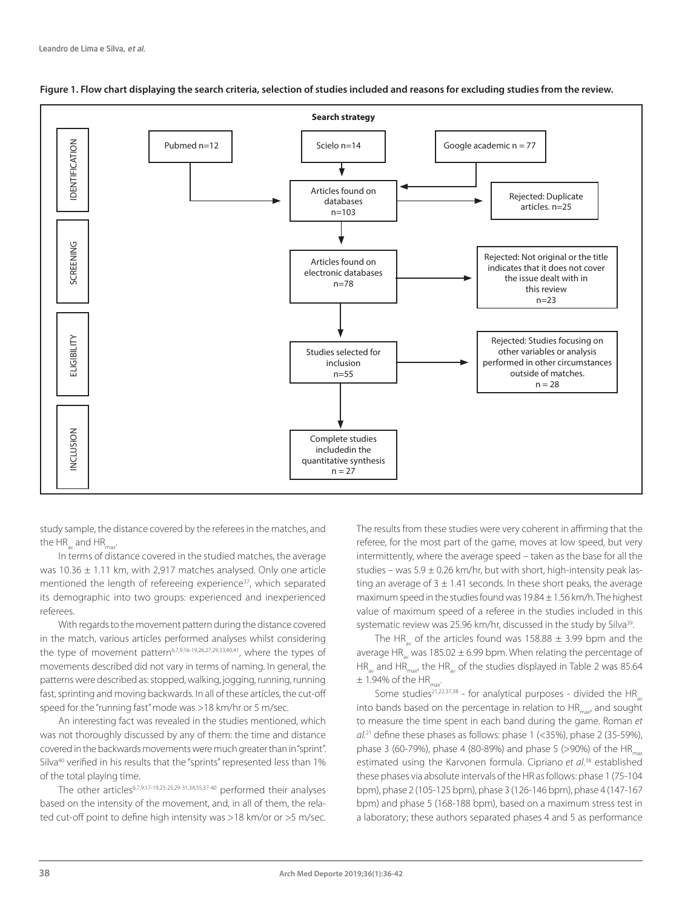**Figure 1. Flow chart displaying the search criteria, selection of studies included and reasons for excluding studies from the review.**

**Search strategy**

IDENTIFICATION

- Pubmed n=12
- Scielo n=14
- Google academic n = 77
- Articles found on databases n=103
- Rejected: Duplicate articles. n=25

SCREENING

- Articles found on electronic databases n=78
- Rejected: Not original or the title indicates that it does not cover the issue dealt with in this review n=23

ELIGIBILITY

- Studies selected for inclusion n=55
- Rejected: Studies focusing on other variables or analysis performed in other circumstances outside of matches. n = 28

INCLUSION

- Complete studies includedin the quantitative synthesis n = 27

study sample, the distance covered by the referees in the matches, and the $HR_{av}$ and $HR_{max}$.

In terms of distance covered in the studied matches, the average was 10.36 ± 1.11 km, with 2,917 matches analysed. Only one article mentioned the length of refereeing experience[37], which separated its demographic into two groups: experienced and inexperienced referees.

With regards to the movement pattern during the distance covered in the match, various articles performed analyses whilst considering the type of movement pattern[6,7,9,16-19,26,27,29,33,40,41], where the types of movements described did not vary in terms of naming. In general, the patterns were described as: stopped, walking, jogging, running, running fast, sprinting and moving backwards. In all of these articles, the cut-off speed for the "running fast" mode was >18 km/hr or 5 m/sec.

An interesting fact was revealed in the studies mentioned, which was not thoroughly discussed by any of them: the time and distance covered in the backwards movements were much greater than in "sprint". Silva[40] verified in his results that the "sprints" represented less than 1% of the total playing time.

The other articles[6,7,9,17-19,23-25,29-31,34,35,37-40] performed their analyses based on the intensity of the movement, and, in all of them, the related cut-off point to define high intensity was >18 km/or or >5 m/sec. The results from these studies were very coherent in affirming that the referee, for the most part of the game, moves at low speed, but very intermittently, where the average speed – taken as the base for all the studies – was 5.9 ± 0.26 km/hr, but with short, high-intensity peak lasting an average of 3 ± 1.41 seconds. In these short peaks, the average maximum speed in the studies found was 19.84 ± 1.56 km/h. The highest value of maximum speed of a referee in the studies included in this systematic review was 25.96 km/hr, discussed in the study by Silva[39].

The $HR_{av}$ of the articles found was 158.88 ± 3.99 bpm and the average $HR_{av}$ was 185.02 ± 6.99 bpm. When relating the percentage of $HR_{av}$ and $HR_{max}$, the $HR_{av}$ of the studies displayed in Table 2 was 85.64 ± 1.94% of the $HR_{max}$.

Some studies[21,22,37,38] - for analytical purposes - divided the $HR_{av}$ into bands based on the percentage in relation to $HR_{max}$, and sought to measure the time spent in each band during the game. Roman *et al.*[21] define these phases as follows: phase 1 (<35%), phase 2 (35-59%), phase 3 (60-79%), phase 4 (80-89%) and phase 5 (>90%) of the $HR_{max}$ estimated using the Karvonen formula. Cipriano *et al*.[38] established these phases via absolute intervals of the HR as follows: phase 1 (75-104 bpm), phase 2 (105-125 bpm), phase 3 (126-146 bpm), phase 4 (147-167 bpm) and phase 5 (168-188 bpm), based on a maximum stress test in a laboratory; these authors separated phases 4 and 5 as performance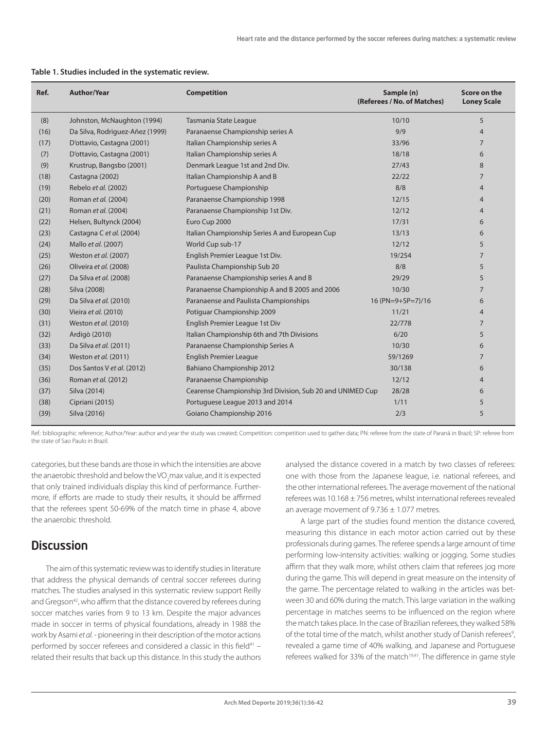**Table 1. Studies included in the systematic review.**

| Ref. | Author/Year | Competition | Sample (n) (Referees / No. of Matches) | Score on the Loney Scale |
|---|---|---|---|---|
| (8) | Johnston, McNaughton (1994) | Tasmania State League | 10/10 | 5 |
| (16) | Da Silva, Rodriguez-Añez (1999) | Paranaense Championship series A | 9/9 | 4 |
| (17) | D'ottavio, Castagna (2001) | Italian Championship series A | 33/96 | 7 |
| (7) | D'ottavio, Castagna (2001) | Italian Championship series A | 18/18 | 6 |
| (9) | Krustrup, Bangsbo (2001) | Denmark League 1st and 2nd Div. | 27/43 | 8 |
| (18) | Castagna (2002) | Italian Championship A and B | 22/22 | 7 |
| (19) | Rebelo *et al.* (2002) | Portuguese Championship | 8/8 | 4 |
| (20) | Roman *et al.* (2004) | Paranaense Championship 1998 | 12/15 | 4 |
| (21) | Roman *et al.* (2004) | Paranaense Championship 1st Div. | 12/12 | 4 |
| (22) | Helsen, Bultynck (2004) | Euro Cup 2000 | 17/31 | 6 |
| (23) | Castagna C *et al.* (2004) | Italian Championship Series A and European Cup | 13/13 | 6 |
| (24) | Mallo *et al.* (2007) | World Cup sub-17 | 12/12 | 5 |
| (25) | Weston *et al.* (2007) | English Premier League 1st Div. | 19/254 | 7 |
| (26) | Oliveira *et al.* (2008) | Paulista Championship Sub 20 | 8/8 | 5 |
| (27) | Da Silva *et al.* (2008) | Paranaense Championship series A and B | 29/29 | 5 |
| (28) | Silva (2008) | Paranaense Championship A and B 2005 and 2006 | 10/30 | 7 |
| (29) | Da Silva *et al.* (2010) | Paranaense and Paulista Championships | 16 (PN=9+SP=7)/16 | 6 |
| (30) | Vieira *et al.* (2010) | Potiguar Championship 2009 | 11/21 | 4 |
| (31) | Weston *et al.* (2010) | English Premier League 1st Div | 22/778 | 7 |
| (32) | Ardigò (2010) | Italian Championship 6th and 7th Divisions | 6/20 | 5 |
| (33) | Da Silva *et al.* (2011) | Paranaense Championship Series A | 10/30 | 6 |
| (34) | Weston *et al.* (2011) | English Premier League | 59/1269 | 7 |
| (35) | Dos Santos V *et al.* (2012) | Bahiano Championship 2012 | 30/138 | 6 |
| (36) | Roman *et al.* (2012) | Paranaense Championship | 12/12 | 4 |
| (37) | Silva (2014) | Cearense Championship 3rd Division, Sub 20 and UNIMED Cup | 28/28 | 6 |
| (38) | Cipriani (2015) | Portuguese League 2013 and 2014 | 1/11 | 5 |
| (39) | Silva (2016) | Goiano Championship 2016 | 2/3 | 5 |

Ref.: bibliographic reference; Author/Year: author and year the study was created; Competition: competition used to gather data; PN: referee from the state of Paraná in Brazil; SP: referee from the state of Sao Paulo in Brazil.

categories, but these bands are those in which the intensities are above the anaerobic threshold and below the $VO_2$max value, and it is expected that only trained individuals display this kind of performance. Furthermore, if efforts are made to study their results, it should be affirmed that the referees spent 50-69% of the match time in phase 4, above the anaerobic threshold.

## Discussion

The aim of this systematic review was to identify studies in literature that address the physical demands of central soccer referees during matches. The studies analysed in this systematic review support Reilly and Gregson[42], who affirm that the distance covered by referees during soccer matches varies from 9 to 13 km. Despite the major advances made in soccer in terms of physical foundations, already in 1988 the work by Asami *et al.* - pioneering in their description of the motor actions performed by soccer referees and considered a classic in this field[41] – related their results that back up this distance. In this study the authors analysed the distance covered in a match by two classes of referees: one with those from the Japanese league, i.e. national referees, and the other international referees. The average movement of the national referees was 10.168 ± 756 metres, whilst international referees revealed an average movement of 9.736 ± 1.077 metres.

A large part of the studies found mention the distance covered, measuring this distance in each motor action carried out by these professionals during games. The referee spends a large amount of time performing low-intensity activities: walking or jogging. Some studies affirm that they walk more, whilst others claim that referees jog more during the game. This will depend in great measure on the intensity of the game. The percentage related to walking in the articles was between 30 and 60% during the match. This large variation in the walking percentage in matches seems to be influenced on the region where the match takes place. In the case of Brazilian referees, they walked 58% of the total time of the match, whilst another study of Danish referees[9], revealed a game time of 40% walking, and Japanese and Portuguese referees walked for 33% of the match[19,41]. The difference in game style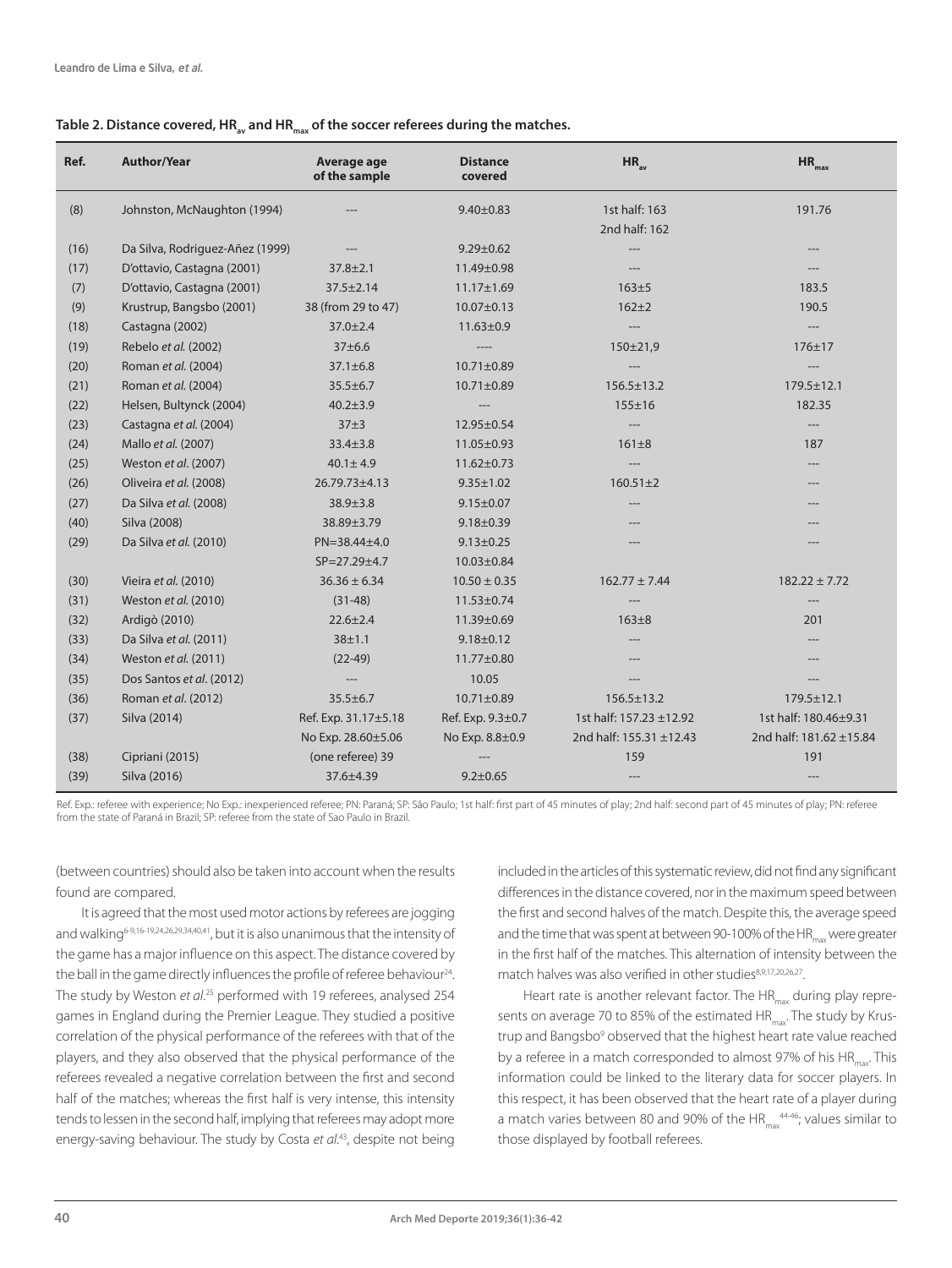**Table 2. Distance covered, $HR_{av}$ and $HR_{max}$ of the soccer referees during the matches.**

| Ref. | Author/Year | Average age of the sample | Distance covered | $HR_{av}$ | $HR_{max}$ |
|---|---|---|---|---|---|
| (8) | Johnston, McNaughton (1994) | --- | 9.40±0.83 | 1st half: 163<br>2nd half: 162 | 191.76 |
| (16) | Da Silva, Rodriguez-Añez (1999) | --- | 9.29±0.62 | --- | --- |
| (17) | D'ottavio, Castagna (2001) | 37.8±2.1 | 11.49±0.98 | --- | --- |
| (7) | D'ottavio, Castagna (2001) | 37.5±2.14 | 11.17±1.69 | 163±5 | 183.5 |
| (9) | Krustrup, Bangsbo (2001) | 38 (from 29 to 47) | 10.07±0.13 | 162±2 | 190.5 |
| (18) | Castagna (2002) | 37.0±2.4 | 11.63±0.9 | --- | --- |
| (19) | Rebelo *et al.* (2002) | 37±6.6 | ---- | 150±21,9 | 176±17 |
| (20) | Roman *et al.* (2004) | 37.1±6.8 | 10.71±0.89 | --- | --- |
| (21) | Roman *et al.* (2004) | 35.5±6.7 | 10.71±0.89 | 156.5±13.2 | 179.5±12.1 |
| (22) | Helsen, Bultynck (2004) | 40.2±3.9 | --- | 155±16 | 182.35 |
| (23) | Castagna *et al.* (2004) | 37±3 | 12.95±0.54 | --- | --- |
| (24) | Mallo *et al.* (2007) | 33.4±3.8 | 11.05±0.93 | 161±8 | 187 |
| (25) | Weston *et al*. (2007) | 40.1± 4.9 | 11.62±0.73 | --- | --- |
| (26) | Oliveira *et al.* (2008) | 26.79.73±4.13 | 9.35±1.02 | 160.51±2 | --- |
| (27) | Da Silva *et al.* (2008) | 38.9±3.8 | 9.15±0.07 | --- | --- |
| (40) | Silva (2008) | 38.89±3.79 | 9.18±0.39 | --- | --- |
| (29) | Da Silva *et al.* (2010) | PN=38.44±4.0<br>SP=27.29±4.7 | 9.13±0.25<br>10.03±0.84 | --- | --- |
| (30) | Vieira *et al.* (2010) | 36.36 ± 6.34 | 10.50 ± 0.35 | 162.77 ± 7.44 | 182.22 ± 7.72 |
| (31) | Weston *et al.* (2010) | (31-48) | 11.53±0.74 | --- | --- |
| (32) | Ardigò (2010) | 22.6±2.4 | 11.39±0.69 | 163±8 | 201 |
| (33) | Da Silva *et al.* (2011) | 38±1.1 | 9.18±0.12 | --- | --- |
| (34) | Weston *et al.* (2011) | (22-49) | 11.77±0.80 | --- | --- |
| (35) | Dos Santos *et al.* (2012) | --- | 10.05 | --- | --- |
| (36) | Roman *et al*. (2012) | 35.5±6.7 | 10.71±0.89 | 156.5±13.2 | 179.5±12.1 |
| (37) | Silva (2014) | Ref. Exp. 31.17±5.18<br>No Exp. 28.60±5.06 | Ref. Exp. 9.3±0.7<br>No Exp. 8.8±0.9 | 1st half: 157.23 ±12.92<br>2nd half: 155.31 ±12.43 | 1st half: 180.46±9.31<br>2nd half: 181.62 ±15.84 |
| (38) | Cipriani (2015) | (one referee) 39 | --- | 159 | 191 |
| (39) | Silva (2016) | 37.6±4.39 | 9.2±0.65 | --- | --- |

Ref. Exp.: referee with experience; No Exp.: inexperienced referee; PN: Paraná; SP: São Paulo; 1st half: first part of 45 minutes of play; 2nd half: second part of 45 minutes of play; PN: referee from the state of Paraná in Brazil; SP: referee from the state of Sao Paulo in Brazil.

(between countries) should also be taken into account when the results found are compared.

It is agreed that the most used motor actions by referees are jogging and walking[6-9,16-19,24,26,29,34,40,41], but it is also unanimous that the intensity of the game has a major influence on this aspect. The distance covered by the ball in the game directly influences the profile of referee behaviour[24]. The study by Weston *et al*.[25] performed with 19 referees, analysed 254 games in England during the Premier League. They studied a positive correlation of the physical performance of the referees with that of the players, and they also observed that the physical performance of the referees revealed a negative correlation between the first and second half of the matches; whereas the first half is very intense, this intensity tends to lessen in the second half, implying that referees may adopt more energy-saving behaviour. The study by Costa *et al*.[43], despite not being included in the articles of this systematic review, did not find any significant differences in the distance covered, nor in the maximum speed between the first and second halves of the match. Despite this, the average speed and the time that was spent at between 90-100% of the $HR_{max}$ were greater in the first half of the matches. This alternation of intensity between the match halves was also verified in other studies[8,9,17,20,26,27].

Heart rate is another relevant factor. The $HR_{max}$ during play represents on average 70 to 85% of the estimated $HR_{max}$. The study by Krustrup and Bangsbo[9] observed that the highest heart rate value reached by a referee in a match corresponded to almost 97% of his $HR_{max}$. This information could be linked to the literary data for soccer players. In this respect, it has been observed that the heart rate of a player during a match varies between 80 and 90% of the $HR_{max}$[44-46]; values similar to those displayed by football referees.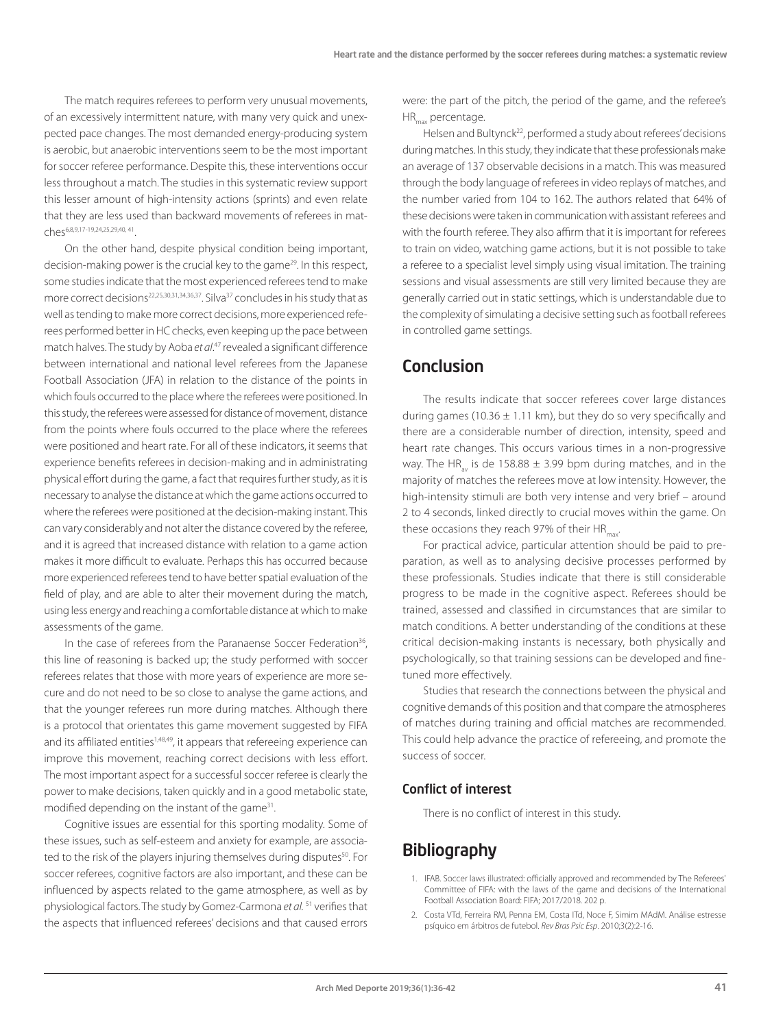The match requires referees to perform very unusual movements, of an excessively intermittent nature, with many very quick and unexpected pace changes. The most demanded energy-producing system is aerobic, but anaerobic interventions seem to be the most important for soccer referee performance. Despite this, these interventions occur less throughout a match. The studies in this systematic review support this lesser amount of high-intensity actions (sprints) and even relate that they are less used than backward movements of referees in matches[6,8,9,17-19,24,25,29,40, 41].

On the other hand, despite physical condition being important, decision-making power is the crucial key to the game[29]. In this respect, some studies indicate that the most experienced referees tend to make more correct decisions[22,25,30,31,34,36,37]. Silva[37] concludes in his study that as well as tending to make more correct decisions, more experienced referees performed better in HC checks, even keeping up the pace between match halves. The study by Aoba *et al*.[47] revealed a significant difference between international and national level referees from the Japanese Football Association (JFA) in relation to the distance of the points in which fouls occurred to the place where the referees were positioned. In this study, the referees were assessed for distance of movement, distance from the points where fouls occurred to the place where the referees were positioned and heart rate. For all of these indicators, it seems that experience benefits referees in decision-making and in administrating physical effort during the game, a fact that requires further study, as it is necessary to analyse the distance at which the game actions occurred to where the referees were positioned at the decision-making instant. This can vary considerably and not alter the distance covered by the referee, and it is agreed that increased distance with relation to a game action makes it more difficult to evaluate. Perhaps this has occurred because more experienced referees tend to have better spatial evaluation of the field of play, and are able to alter their movement during the match, using less energy and reaching a comfortable distance at which to make assessments of the game.

In the case of referees from the Paranaense Soccer Federation[36], this line of reasoning is backed up; the study performed with soccer referees relates that those with more years of experience are more secure and do not need to be so close to analyse the game actions, and that the younger referees run more during matches. Although there is a protocol that orientates this game movement suggested by FIFA and its affiliated entities[1,48,49], it appears that refereeing experience can improve this movement, reaching correct decisions with less effort. The most important aspect for a successful soccer referee is clearly the power to make decisions, taken quickly and in a good metabolic state, modified depending on the instant of the game[31].

Cognitive issues are essential for this sporting modality. Some of these issues, such as self-esteem and anxiety for example, are associated to the risk of the players injuring themselves during disputes[50]. For soccer referees, cognitive factors are also important, and these can be influenced by aspects related to the game atmosphere, as well as by physiological factors. The study by Gomez-Carmona *et al.* [51] verifies that the aspects that influenced referees' decisions and that caused errors were: the part of the pitch, the period of the game, and the referee's $HR_{max}$ percentage.

Helsen and Bultynck[22], performed a study about referees' decisions during matches. In this study, they indicate that these professionals make an average of 137 observable decisions in a match. This was measured through the body language of referees in video replays of matches, and the number varied from 104 to 162. The authors related that 64% of these decisions were taken in communication with assistant referees and with the fourth referee. They also affirm that it is important for referees to train on video, watching game actions, but it is not possible to take a referee to a specialist level simply using visual imitation. The training sessions and visual assessments are still very limited because they are generally carried out in static settings, which is understandable due to the complexity of simulating a decisive setting such as football referees in controlled game settings.

## Conclusion

The results indicate that soccer referees cover large distances during games ($10.36 \pm 1.11$ km), but they do so very specifically and there are a considerable number of direction, intensity, speed and heart rate changes. This occurs various times in a non-progressive way. The $HR_{av}$ is de $158.88 \pm 3.99$ bpm during matches, and in the majority of matches the referees move at low intensity. However, the high-intensity stimuli are both very intense and very brief – around 2 to 4 seconds, linked directly to crucial moves within the game. On these occasions they reach 97% of their $HR_{max}$.

For practical advice, particular attention should be paid to preparation, as well as to analysing decisive processes performed by these professionals. Studies indicate that there is still considerable progress to be made in the cognitive aspect. Referees should be trained, assessed and classified in circumstances that are similar to match conditions. A better understanding of the conditions at these critical decision-making instants is necessary, both physically and psychologically, so that training sessions can be developed and fine-tuned more effectively.

Studies that research the connections between the physical and cognitive demands of this position and that compare the atmospheres of matches during training and official matches are recommended. This could help advance the practice of refereeing, and promote the success of soccer.

### Conflict of interest

There is no conflict of interest in this study.

## Bibliography

1. IFAB. Soccer laws illustrated: officially approved and recommended by The Referees' Committee of FIFA: with the laws of the game and decisions of the International Football Association Board: FIFA; 2017/2018. 202 p.
2. Costa VTd, Ferreira RM, Penna EM, Costa ITd, Noce F, Simim MAdM. Análise estresse psíquico em árbitros de futebol. *Rev Bras Psic Esp*. 2010;3(2):2-16.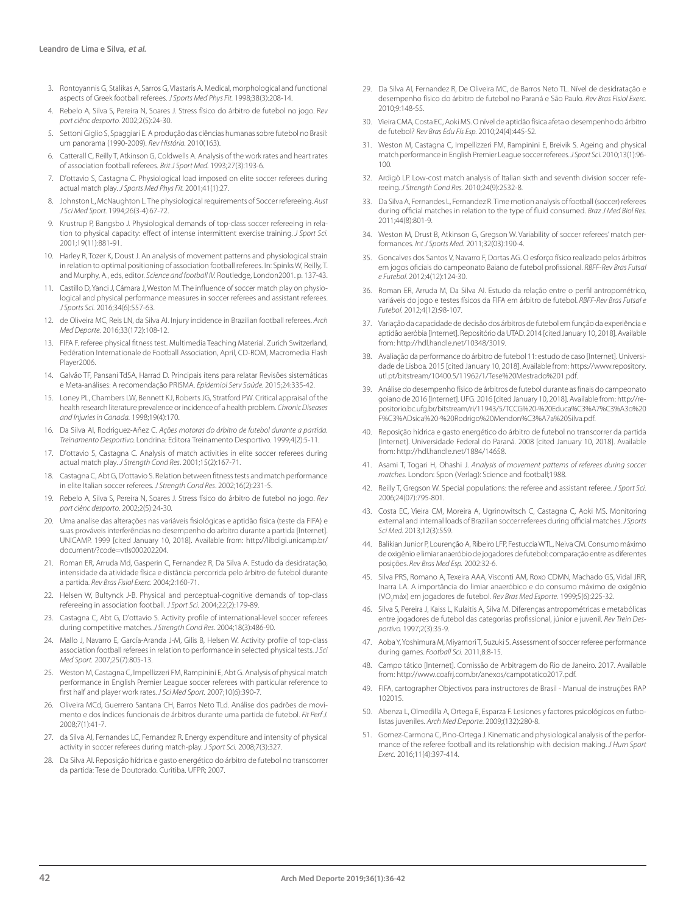3. Rontoyannis G, Stalikas A, Sarros G, Vlastaris A. Medical, morphological and functional aspects of Greek football referees. *J Sports Med Phys Fit.* 1998;38(3):208-14.
4. Rebelo A, Silva S, Pereira N, Soares J. Stress físico do árbitro de futebol no jogo. *Rev port ciênc desporto.* 2002;2(5):24-30.
5. Settoni Giglio S, Spaggiari E. A produção das ciências humanas sobre futebol no Brasil: um panorama (1990-2009). *Rev História.* 2010(163).
6. Catterall C, Reilly T, Atkinson G, Coldwells A. Analysis of the work rates and heart rates of association football referees. *Brit J Sport Med.* 1993;27(3):193-6.
7. D'ottavio S, Castagna C. Physiological load imposed on elite soccer referees during actual match play. *J Sports Med Phys Fit.* 2001;41(1):27.
8. Johnston L, McNaughton L. The physiological requirements of Soccer refereeing. *Aust J Sci Med Sport.* 1994;26(3-4):67-72.
9. Krustrup P, Bangsbo J. Physiological demands of top-class soccer refereeing in relation to physical capacity: effect of intense intermittent exercise training. *J Sport Sci.* 2001;19(11):881-91.
10. Harley R, Tozer K, Doust J. An analysis of movement patterns and physiological strain in relation to optimal positioning of association football referees. In: Spinks W, Reilly, T. and Murphy, A., eds, editor. *Science and football IV.* Routledge, London2001. p. 137-43.
11. Castillo D, Yanci J, Cámara J, Weston M. The influence of soccer match play on physiological and physical performance measures in soccer referees and assistant referees. *J Sports Sci.* 2016;34(6):557-63.
12. de Oliveira MC, Reis LN, da Silva AI. Injury incidence in Brazilian football referees. *Arch Med Deporte.* 2016;33(172):108-12.
13. FIFA F. referee physical fitness test. Multimedia Teaching Material. Zurich Switzerland, Fedération Internationale de Football Association, April, CD-ROM, Macromedia Flash Player2006.
14. Galvão TF, Pansani TdSA, Harrad D. Principais itens para relatar Revisões sistemáticas e Meta-análises: A recomendação PRISMA. *Epidemiol Serv Saúde.* 2015;24:335-42.
15. Loney PL, Chambers LW, Bennett KJ, Roberts JG, Stratford PW. Critical appraisal of the health research literature prevalence or incidence of a health problem. *Chronic Diseases and Injuries in Canada.* 1998;19(4):170.
16. Da Silva AI, Rodriguez-Añez C. *Ações motoras do árbitro de futebol durante a partida. Treinamento Desportivo.* Londrina: Editora Treinamento Desportivo. 1999;4(2):5-11.
17. D'ottavio S, Castagna C. Analysis of match activities in elite soccer referees during actual match play. *J Strength Cond Res*. 2001;15(2):167-71.
18. Castagna C, Abt G, D'ottavio S. Relation between fitness tests and match performance in elite Italian soccer referees. *J Strength Cond Res*. 2002;16(2):231-5.
19. Rebelo A, Silva S, Pereira N, Soares J. Stress físico do árbitro de futebol no jogo. *Rev port ciênc desporto*. 2002;2(5):24-30.
20. Uma analise das alterações nas variáveis fisiológicas e aptidão física (teste da FIFA) e suas prováveis interferências no desempenho do arbitro durante a partida [Internet]. UNICAMP. 1999 [cited January 10, 2018]. Available from: http://libdigi.unicamp.br/document/?code=vtls000202204.
21. Roman ER, Arruda Md, Gasperin C, Fernandez R, Da Silva A. Estudo da desidratação, intensidade da atividade física e distância percorrida pelo árbitro de futebol durante a partida. *Rev Bras Fisiol Exerc.* 2004;2:160-71.
22. Helsen W, Bultynck J-B. Physical and perceptual-cognitive demands of top-class refereeing in association football. *J Sport Sci.* 2004;22(2):179-89.
23. Castagna C, Abt G, D'ottavio S. Activity profile of international-level soccer referees during competitive matches. *J Strength Cond Res*. 2004;18(3):486-90.
24. Mallo J, Navarro E, García-Aranda J-M, Gilis B, Helsen W. Activity profile of top-class association football referees in relation to performance in selected physical tests. *J Sci Med Sport.* 2007;25(7):805-13.
25. Weston M, Castagna C, Impellizzeri FM, Rampinini E, Abt G. Analysis of physical match performance in English Premier League soccer referees with particular reference to first half and player work rates. *J Sci Med Sport.* 2007;10(6):390-7.
26. Oliveira MCd, Guerrero Santana CH, Barros Neto TLd. Análise dos padrões de movimento e dos índices funcionais de árbitros durante uma partida de futebol. *Fit Perf J.* 2008;7(1):41-7.
27. da Silva AI, Fernandes LC, Fernandez R. Energy expenditure and intensity of physical activity in soccer referees during match-play. *J Sport Sci.* 2008;7(3):327.
28. Da Silva AI. Reposição hídrica e gasto energético do árbitro de futebol no transcorrer da partida: Tese de Doutorado. Curitiba. UFPR; 2007.
29. Da Silva AI, Fernandez R, De Oliveira MC, de Barros Neto TL. Nível de desidratação e desempenho físico do árbitro de futebol no Paraná e São Paulo. *Rev Bras Fisiol Exerc.* 2010;9:148-55.
30. Vieira CMA, Costa EC, Aoki MS. O nível de aptidão física afeta o desempenho do árbitro de futebol? *Rev Bras Edu Fís Esp.* 2010;24(4):445-52.
31. Weston M, Castagna C, Impellizzeri FM, Rampinini E, Breivik S. Ageing and physical match performance in English Premier League soccer referees. *J Sport Sci*. 2010;13(1):96-100.
32. Ardigò LP. Low-cost match analysis of Italian sixth and seventh division soccer refereeing. *J Strength Cond Res.* 2010;24(9):2532-8.
33. Da Silva A, Fernandes L, Fernandez R. Time motion analysis of football (soccer) referees during official matches in relation to the type of fluid consumed. *Braz J Med Biol Res.* 2011;44(8):801-9.
34. Weston M, Drust B, Atkinson G, Gregson W. Variability of soccer referees' match performances. *Int J Sports Med.* 2011;32(03):190-4.
35. Goncalves dos Santos V, Navarro F, Dortas AG. O esforço físico realizado pelos árbitros em jogos oficiais do campeonato Baiano de futebol profissional. *RBFF-Rev Bras Futsal e Futebol.* 2012;4(12):124-30.
36. Roman ER, Arruda M, Da Silva AI. Estudo da relação entre o perfil antropométrico, variáveis do jogo e testes físicos da FIFA em árbitro de futebol. *RBFF-Rev Bras Futsal e Futebol.* 2012;4(12):98-107.
37. Variação da capacidade de decisão dos árbitros de futebol em função da experiência e aptidão aeróbia [Internet]. Repositório da UTAD. 2014 [cited January 10, 2018]. Available from: http://hdl.handle.net/10348/3019.
38. Avaliação da performance do árbitro de futebol 11: estudo de caso [Internet]. Universidade de Lisboa. 2015 [cited January 10, 2018]. Available from: https://www.repository.utl.pt/bitstream/10400.5/11962/1/Tese%20Mestrado%201.pdf.
39. Análise do desempenho físico de árbitros de futebol durante as finais do campeonato goiano de 2016 [Internet]. UFG. 2016 [cited January 10, 2018]. Available from: http://repositorio.bc.ufg.br/bitstream/ri/11943/5/TCCG%20-%20Educa%C3%A7%C3%A3o%20F%C3%ADsica%20-%20Rodrigo%20Mendon%C3%A7a%20Silva.pdf.
40. Reposição hídrica e gasto energético do árbitro de futebol no transcorrer da partida [Internet]. Universidade Federal do Paraná. 2008 [cited January 10, 2018]. Available from: http://hdl.handle.net/1884/14658.
41. Asami T, Togari H, Ohashi J. *Analysis of movement patterns of referees during soccer matches*. London: Spon (Verlag): Science and football;1988.
42. Reilly T, Gregson W. Special populations: the referee and assistant referee. *J Sport Sci.* 2006;24(07):795-801.
43. Costa EC, Vieira CM, Moreira A, Ugrinowitsch C, Castagna C, Aoki MS. Monitoring external and internal loads of Brazilian soccer referees during official matches. *J Sports Sci Med.* 2013;12(3):559.
44. Balikian Junior P, Lourenção A, Ribeiro LFP, Festuccia WTL, Neiva CM. Consumo máximo de oxigênio e limiar anaeróbio de jogadores de futebol: comparação entre as diferentes posições. *Rev Bras Med Esp.* 2002:32-6.
45. Silva PRS, Romano A, Texeira AAA, Visconti AM, Roxo CDMN, Machado GS, Vidal JRR, Inarra LA. A importância do limiar anaeróbico e do consumo máximo de oxigênio ($VO_2$máx) em jogadores de futebol. *Rev Bras Med Esporte.* 1999;5(6):225-32.
46. Silva S, Pereira J, Kaiss L, Kulaitis A, Silva M. Diferenças antropométricas e metabólicas entre jogadores de futebol das categorias profissional, júnior e juvenil. *Rev Trein Desportivo.* 1997;2(3):35-9.
47. Aoba Y, Yoshimura M, Miyamori T, Suzuki S. Assessment of soccer referee performance during games. *Football Sci.* 2011;8:8-15.
48. Campo tático [Internet]. Comissão de Arbitragem do Rio de Janeiro. 2017. Available from: http://www.coafrj.com.br/anexos/campotatico2017.pdf.
49. FIFA, cartographer Objectivos para instructores de Brasil - Manual de instruções RAP 102015.
50. Abenza L, Olmedilla A, Ortega E, Esparza F. Lesiones y factores psicológicos en futbolistas juveniles. *Arch Med Deporte.* 2009;(132):280-8.
51. Gomez-Carmona C, Pino-Ortega J. Kinematic and physiological analysis of the performance of the referee football and its relationship with decision making. *J Hum Sport Exerc.* 2016;11(4):397-414.